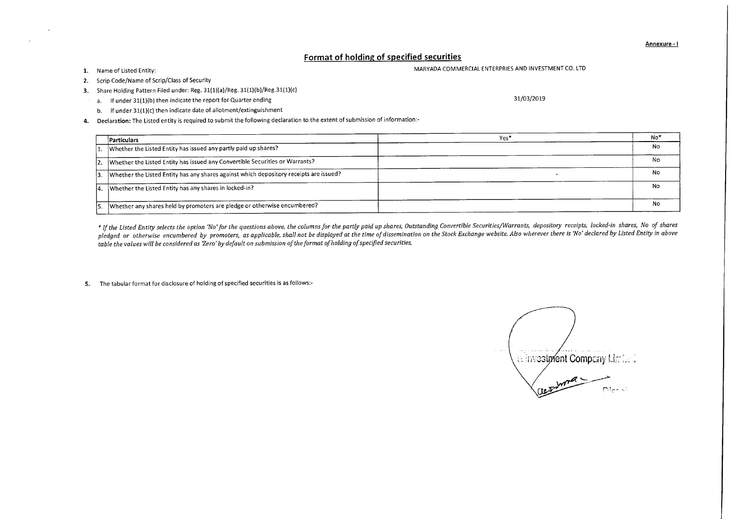Annexure - I

## Format of holding of specified securities

1. Name of Listed Entity: MARYADA COMMERCIAL ENTERPRIES AND INVESTMENT CO. LTD
2. Scrip Code/Name of Scrip/Class of Security
3. Share Holding Pattern Filed under: Reg. 31(1)(a)/Reg. 31(1)(b)/Reg.31(1)(c)
   a. If under 31(1)(b) then indicate the report for Quarter ending 31/03/2019
   b. If under 31(1)(c) then indicate date of allotment/extinguishment
4. **Declaration:** The Listed entity is required to submit the following declaration to the extent of submission of information:-

| | Particulars | Yes* | No* |
|---|---|---|---|
| 1. | Whether the Listed Entity has issued any partly paid up shares? | | No |
| 2. | Whether the Listed Entity has issued any Convertible Securities or Warrants? | | No |
| 3. | Whether the Listed Entity has any shares against which depository receipts are issued? | | No |
| 4. | Whether the Listed Entity has any shares in locked-in? | | No |
| 5. | Whether any shares held by promoters are pledge or otherwise encumbered? | | No |

*\* If the Listed Entity selects the option 'No' for the questions above, the columns for the partly paid up shares, Outstanding Convertible Securities/Warrants, depository receipts, locked-in shares, No of shares pledged or otherwise encumbered by promoters, as applicable, shall not be displayed at the time of dissemination on the Stock Exchange website. Also wherever there is 'No' declared by Listed Entity in above table the values will be considered as 'Zero' by default on submission of the format of holding of specified securities.*

5. The tabular format for disclosure of holding of specified securities is as follows:-

Investment Company Limited

Director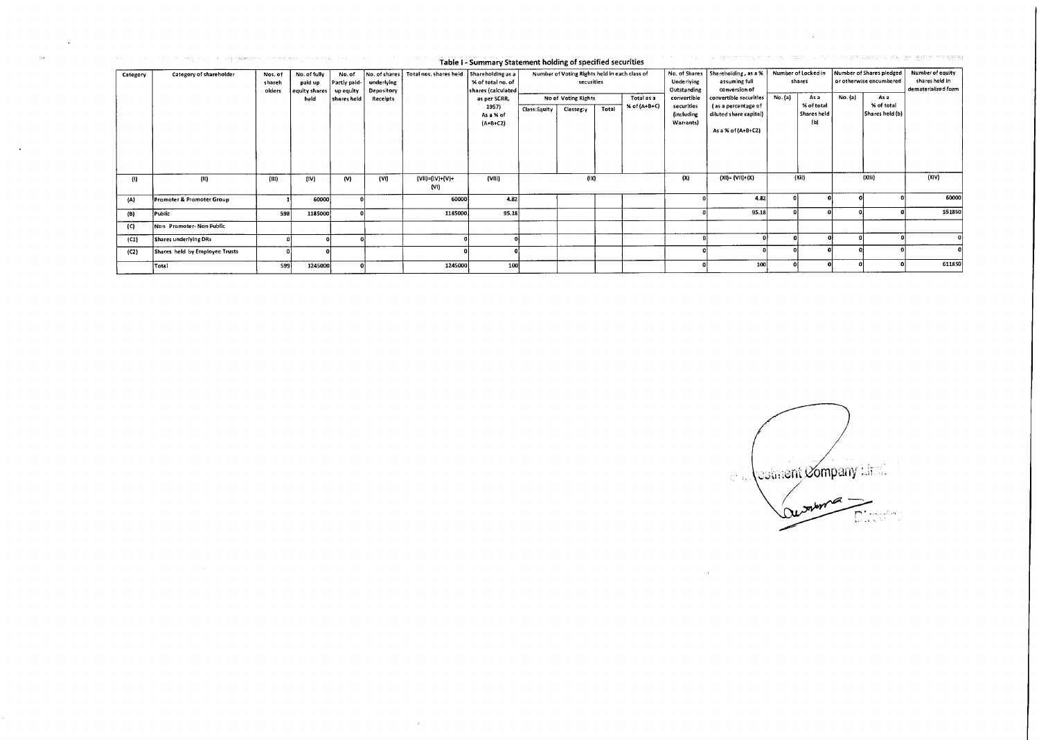### Table I - Summary Statement holding of specified securities

| Category | Category of shareholder | Nos. of shareholders | No. of fully paid up equity shares held | No. of Partly paid-up equity shares held | No. of shares underlying Depository Receipts | Total nos. shares held | Shareholding as a % of total no. of shares (calculated as per SCRR, 1957) As a % of (A+B+C2) | Number of Voting Rights held in each class of securities | | | | No. of Shares Underlying Outstanding convertible securities (including Warrants) | Shareholding, as a % assuming full conversion of convertible securities (as a percentage of diluted share capital) As a % of (A+B+C2) | Number of Locked in shares | | Number of Shares pledged or otherwise encumbered | | Number of equity shares held in dematerialized form |
|---|---|---|---|---|---|---|---|---|---|---|---|---|---|---|---|---|---|---|
| | | | | | | | | No of Voting Rights | | | Total as a % of (A+B+C) | | | No. (a) | As a % of total Shares held (b) | No. (a) | As a % of total Shares held (b) | |
| | | | | | | | | Class:Equity | Classeg:y | Total | | | | | | | | |
| (I) | (II) | (III) | (IV) | (V) | (VI) | (VII)=(IV)+(V)+(VI) | (VIII) | (IX) | | | | (X) | (XI)=(VII)+(X) | (XII) | | (XIII) | | (XIV) |
| (A) | Promoter & Promoter Group | 1 | 60000 | 0 | | 60000 | 4.82 | | | | | 0 | 4.82 | 0 | 0 | 0 | 0 | 60000 |
| (B) | Public | 598 | 1185000 | 0 | | 1185000 | 95.18 | | | | | 0 | 95.18 | 0 | 0 | 0 | 0 | 551850 |
| (C) | Non Promoter- Non Public | | | | | | | | | | | | | | | | | |
| (C1) | Shares underlying DRs | 0 | 0 | 0 | | 0 | 0 | | | | | 0 | 0 | 0 | 0 | 0 | 0 | 0 |
| (C2) | Shares held by Employee Trusts | 0 | 0 | | | 0 | 0 | | | | | 0 | 0 | 0 | 0 | 0 | 0 | 0 |
| | Total | 599 | 1245000 | 0 | | 1245000 | 100 | | | | | 0 | 100 | 0 | 0 | 0 | 0 | 611850 |

...vestment Company Lim...

Director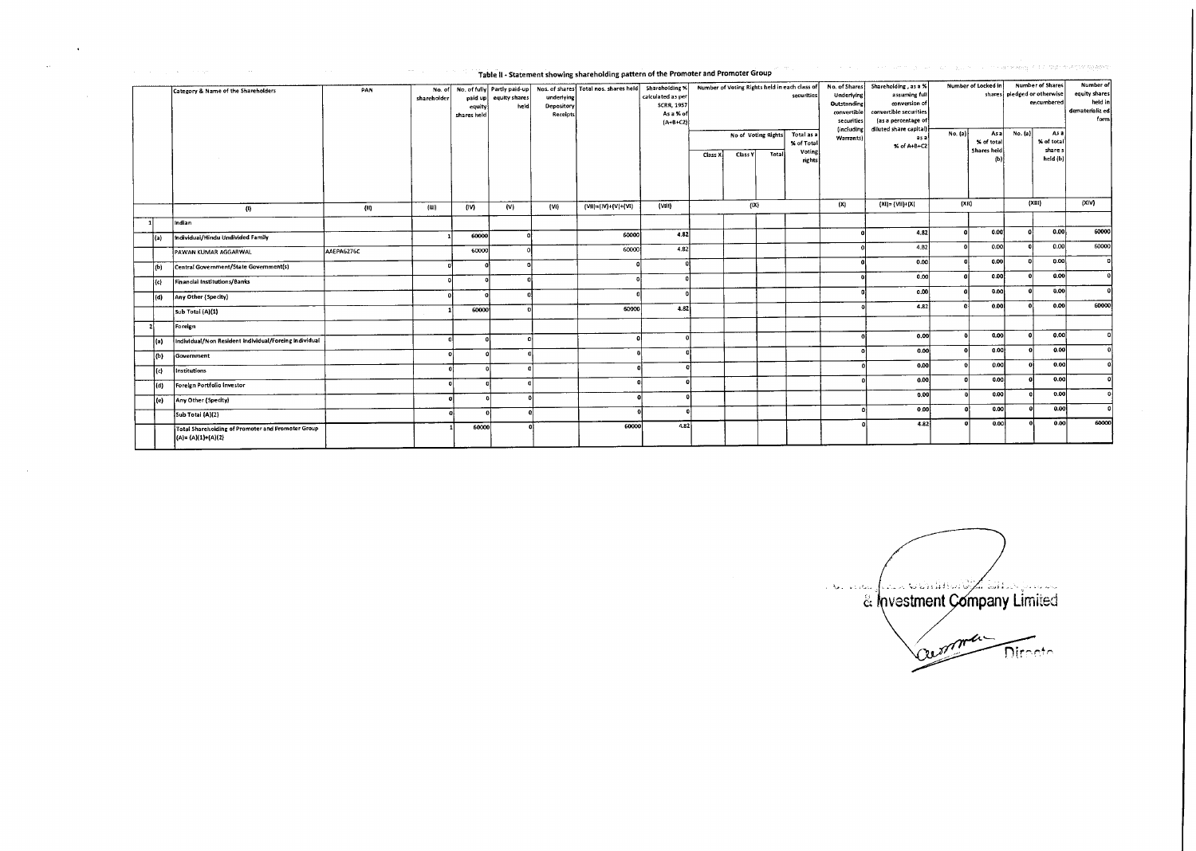## Table II - Statement showing shareholding pattern of the Promoter and Promoter Group

| | | Category & Name of the Shareholders | PAN | No. of shareholder | No. of fully paid up equity shares held | Partly paid-up equity shares held | Nos. of shares underlying Depository Receipts | Total nos. shares held | Shareholding % calculated as per SCRR, 1957 As a % of (A+B+C2) | Number of Voting Rights held in each class of securities | | | | No. of Shares Underlying Outstanding convertible securities (including Warrants) | Shareholding , as a % assuming full conversion of convertible securities (as a percentage of diluted share capital) as a % of A+B+C2 | Number of Locked in shares | | Number of Shares pledged or otherwise encumbered | | Number of equity shares held in dematerializ ed form |
|---|---|---|---|---|---|---|---|---|---|---|---|---|---|---|---|---|---|---|---|---|
| | | | | | | | | | | No of Voting Rights | | | Total as a % of Total Voting rights | | | No. (a) | As a % of total Shares held (b) | No. (a) | As a % of total share s held (b) | |
| | | | | | | | | | | Class X | Class Y | Total | | | | | | | | |
| | | (I) | (II) | (III) | (IV) | (V) | (VI) | (VII)=(IV)+(V)+(VI) | (VIII) | (IX) | | | | (X) | (XI)= (VII)+(X) | (XII) | | (XIII) | | (XIV) |
| 1 | | Indian | | | | | | | | | | | | | | | | | | |
| | (a) | Individual/Hindu Undivided Family | | 1 | 60000 | 0 | | 60000 | 4.82 | | | | | 0 | 4.82 | 0 | 0.00 | 0 | 0.00 | 60000 |
| | | PAWAN KUMAR AGGARWAL | AAEPA6276C | | 60000 | 0 | | 60000 | 4.82 | | | | | 0 | 4.82 | 0 | 0.00 | 0 | 0.00 | 60000 |
| | (b) | Central Government/State Government(s) | | 0 | 0 | 0 | | 0 | 0 | | | | | 0 | 0.00 | 0 | 0.00 | 0 | 0.00 | 0 |
| | (c) | Financial Institutions/Banks | | 0 | 0 | 0 | | 0 | 0 | | | | | 0 | 0.00 | 0 | 0.00 | 0 | 0.00 | 0 |
| | (d) | Any Other (Specify) | | 0 | 0 | 0 | | 0 | 0 | | | | | 0 | 0.00 | 0 | 0.00 | 0 | 0.00 | 0 |
| | | Sub Total (A)(1) | | 1 | 60000 | 0 | | 60000 | 4.82 | | | | | 0 | 4.82 | 0 | 0.00 | 0 | 0.00 | 60000 |
| 2 | | Foreign | | | | | | | | | | | | | | | | | | |
| | (a) | Individual/Non Resident Individual/Foreing Individual | | 0 | 0 | 0 | | 0 | 0 | | | | | 0 | 0.00 | 0 | 0.00 | 0 | 0.00 | 0 |
| | (b) | Government | | 0 | 0 | 0 | | 0 | 0 | | | | | 0 | 0.00 | 0 | 0.00 | 0 | 0.00 | 0 |
| | (c) | Institutions | | 0 | 0 | 0 | | 0 | 0 | | | | | 0 | 0.00 | 0 | 0.00 | 0 | 0.00 | 0 |
| | (d) | Foreign Portfolio Investor | | 0 | 0 | 0 | | 0 | 0 | | | | | 0 | 0.00 | 0 | 0.00 | 0 | 0.00 | 0 |
| | (e) | Any Other (Specify) | | 0 | 0 | 0 | | 0 | 0 | | | | | | 0.00 | 0 | 0.00 | 0 | 0.00 | 0 |
| | | Sub Total (A)(2) | | 0 | 0 | 0 | | 0 | 0 | | | | | 0 | 0.00 | 0 | 0.00 | 0 | 0.00 | 0 |
| | | Total Shareholding of Promoter and Promoter Group (A)= (A)(1)+(A)(2) | | 1 | 60000 | 0 | | 60000 | 4.82 | | | | | 0 | 4.82 | 0 | 0.00 | 0 | 0.00 | 60000 |

& Investment Company Limited

Director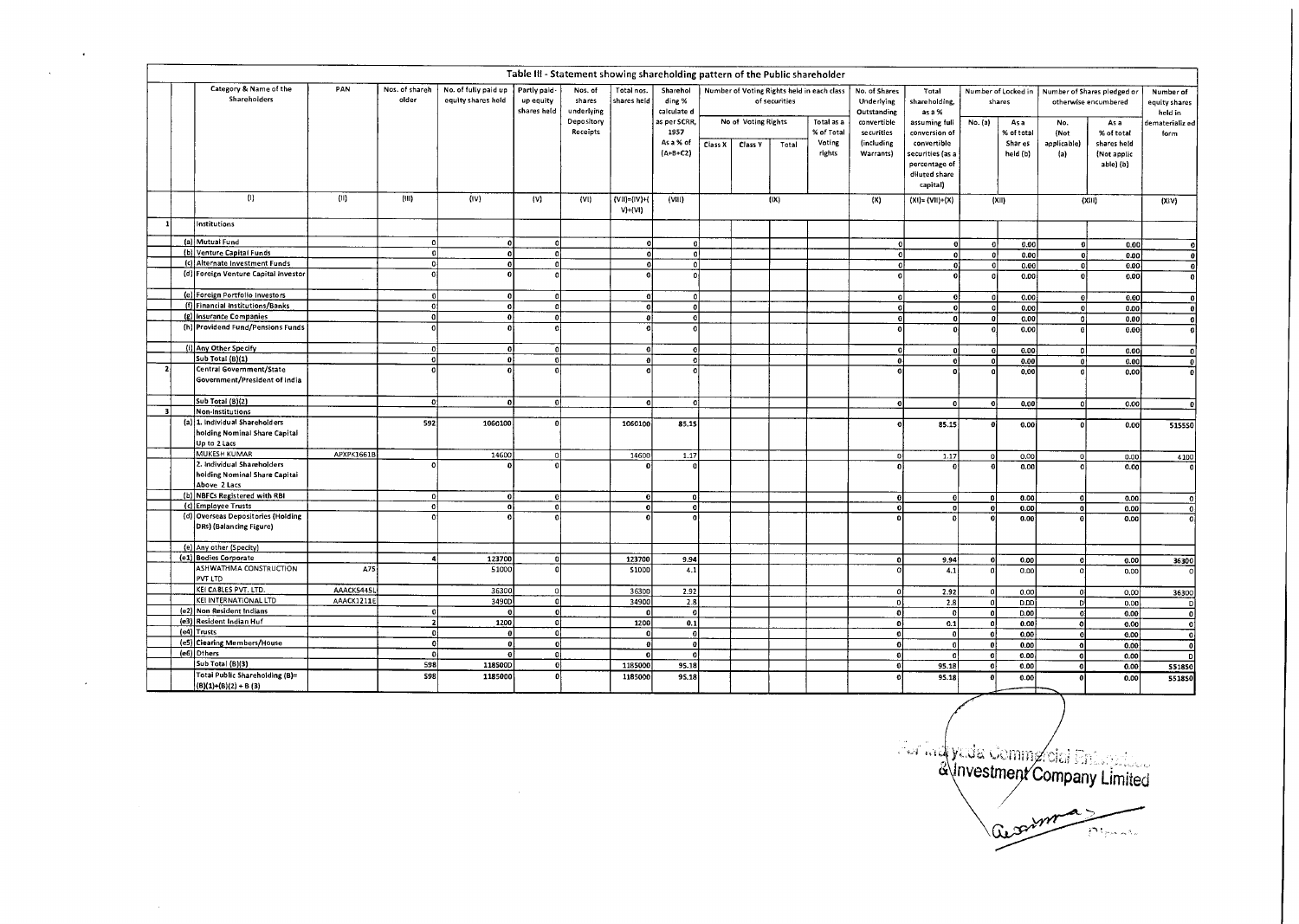# Table III - Statement showing shareholding pattern of the Public shareholder

| | | Category & Name of the Shareholders | PAN | Nos. of shareholder | No. of fully paid up equity shares held | Partly paid-up equity shares held | Nos. of shares underlying Depository Receipts | Total nos. shares held | Shareholding % calculated as per SCRR, 1957 As a % of (A+B+C2) | Number of Voting Rights held in each class of securities | | | | No. of Shares Underlying Outstanding convertible securities (including Warrants) | Total shareholding, as a % assuming full conversion of convertible securities (as a percentage of diluted share capital) | Number of Locked in shares | | Number of Shares pledged or otherwise encumbered | | Number of equity shares held in dematerialized form |
|---|---|---|---|---|---|---|---|---|---|---|---|---|---|---|---|---|---|---|---|---|
| | | | | | | | | | | No of Voting Rights | | | Total as a % of Total Voting rights | | | No. (a) | As a % of total Shares held (b) | No. (Not applicable) (a) | As a % of total shares held (Not applicable) (b) | |
| | | | | | | | | | | Class X | Class Y | Total | | | | | | | | |
| | | (I) | (II) | (III) | (IV) | (V) | (VI) | (VII)=(IV)+(V)+(VI) | (VIII) | (IX) | | | | (X) | (XI)= (VII)+(X) | (XII) | | (XIII) | | (XIV) |
| 1 | | Institutions | | | | | | | | | | | | | | | | | | |
| | (a) | Mutual Fund | | 0 | 0 | 0 | | 0 | 0 | | | | | 0 | 0 | 0 | 0.00 | 0 | 0.00 | 0 |
| | (b) | Venture Capital Funds | | 0 | 0 | 0 | | 0 | 0 | | | | | 0 | 0 | 0 | 0.00 | 0 | 0.00 | 0 |
| | (c) | Alternate Investment Funds | | 0 | 0 | 0 | | 0 | 0 | | | | | 0 | 0 | 0 | 0.00 | 0 | 0.00 | 0 |
| | (d) | Foreign Venture Capital Investor | | 0 | 0 | 0 | | 0 | 0 | | | | | 0 | 0 | 0 | 0.00 | 0 | 0.00 | 0 |
| | (e) | Foreign Portfolio Investors | | 0 | 0 | 0 | | 0 | 0 | | | | | 0 | 0 | 0 | 0.00 | 0 | 0.00 | 0 |
| | (f) | Financial Institutions/Banks | | 0 | 0 | 0 | | 0 | 0 | | | | | 0 | 0 | 0 | 0.00 | 0 | 0.00 | 0 |
| | (g) | Insurance Companies | | 0 | 0 | 0 | | 0 | 0 | | | | | 0 | 0 | 0 | 0.00 | 0 | 0.00 | 0 |
| | (h) | Providend Fund/Pensions Funds | | 0 | 0 | 0 | | 0 | 0 | | | | | 0 | 0 | 0 | 0.00 | 0 | 0.00 | 0 |
| | (i) | Any Other Specify | | 0 | 0 | 0 | | 0 | 0 | | | | | 0 | 0 | 0 | 0.00 | 0 | 0.00 | 0 |
| | | Sub Total (B)(1) | | 0 | 0 | 0 | | 0 | 0 | | | | | 0 | 0 | 0 | 0.00 | 0 | 0.00 | 0 |
| 2 | | Central Government/State Government/President of India | | 0 | 0 | 0 | | 0 | 0 | | | | | 0 | 0 | 0 | 0.00 | 0 | 0.00 | 0 |
| | | Sub Total (B)(2) | | 0 | 0 | 0 | | 0 | 0 | | | | | 0 | 0 | 0 | 0.00 | 0 | 0.00 | 0 |
| 3 | | Non-Institutions | | | | | | | | | | | | | | | | | | |
| | (a) | 1. Individual Shareholders holding Nominal Share Capital Up to 2 Lacs | | 592 | 1060100 | 0 | | 1060100 | 85.15 | | | | | 0 | 85.15 | 0 | 0.00 | 0 | 0.00 | 515550 |
| | | MUKESH KUMAR | APXPK1661B | | 14600 | 0 | | 14600 | 1.17 | | | | | 0 | 1.17 | 0 | 0.00 | 0 | 0.00 | 4100 |
| | | 2. Individual Shareholders holding Nominal Share Capital Above 2 Lacs | | 0 | 0 | 0 | | 0 | 0 | | | | | 0 | 0 | 0 | 0.00 | 0 | 0.00 | 0 |
| | (b) | NBFCs Registered with RBI | | 0 | 0 | 0 | | 0 | 0 | | | | | 0 | 0 | 0 | 0.00 | 0 | 0.00 | 0 |
| | (c) | Employee Trusts | | 0 | 0 | 0 | | 0 | 0 | | | | | 0 | 0 | 0 | 0.00 | 0 | 0.00 | 0 |
| | (d) | Overseas Depositories (Holding DRs) (Balancing Figure) | | 0 | 0 | 0 | | 0 | 0 | | | | | 0 | 0 | 0 | 0.00 | 0 | 0.00 | 0 |
| | (e) | Any other (Specify) | | | | | | | | | | | | | | | | | | |
| | (e1) | Bodies Corporate | | 4 | 123700 | 0 | | 123700 | 9.94 | | | | | 0 | 9.94 | 0 | 0.00 | 0 | 0.00 | 36300 |
| | | ASHWATHMA CONSTRUCTION PVT LTD | A75 | | 51000 | 0 | | 51000 | 4.1 | | | | | 0 | 4.1 | 0 | 0.00 | 0 | 0.00 | 0 |
| | | KEI CABLES PVT. LTD. | AAACK5445L | | 36300 | 0 | | 36300 | 2.92 | | | | | 0 | 2.92 | 0 | 0.00 | 0 | 0.00 | 36300 |
| | | KEI INTERNATIONAL LTD | AAACK1211E | | 34900 | 0 | | 34900 | 2.8 | | | | | 0 | 2.8 | 0 | 0.00 | 0 | 0.00 | 0 |
| | (e2) | Non Resident Indians | | 0 | 0 | 0 | | 0 | 0 | | | | | 0 | 0 | 0 | 0.00 | 0 | 0.00 | 0 |
| | (e3) | Resident Indian Huf | | 2 | 1200 | 0 | | 1200 | 0.1 | | | | | 0 | 0.1 | 0 | 0.00 | 0 | 0.00 | 0 |
| | (e4) | Trusts | | 0 | 0 | 0 | | 0 | 0 | | | | | 0 | 0 | 0 | 0.00 | 0 | 0.00 | 0 |
| | (e5) | Clearing Members/House | | 0 | 0 | 0 | | 0 | 0 | | | | | 0 | 0 | 0 | 0.00 | 0 | 0.00 | 0 |
| | (e6) | Others | | 0 | 0 | 0 | | 0 | 0 | | | | | 0 | 0 | 0 | 0.00 | 0 | 0.00 | 0 |
| | | Sub Total (B)(3) | | 598 | 1185000 | 0 | | 1185000 | 95.18 | | | | | 0 | 95.18 | 0 | 0.00 | 0 | 0.00 | 551850 |
| | | Total Public Shareholding (B)= (B)(1)+(B)(2) + B (3) | | 598 | 1185000 | 0 | | 1185000 | 95.18 | | | | | 0 | 95.18 | 0 | 0.00 | 0 | 0.00 | 551850 |

For Indyade Commercial Enterprises & Investment Company Limited

Director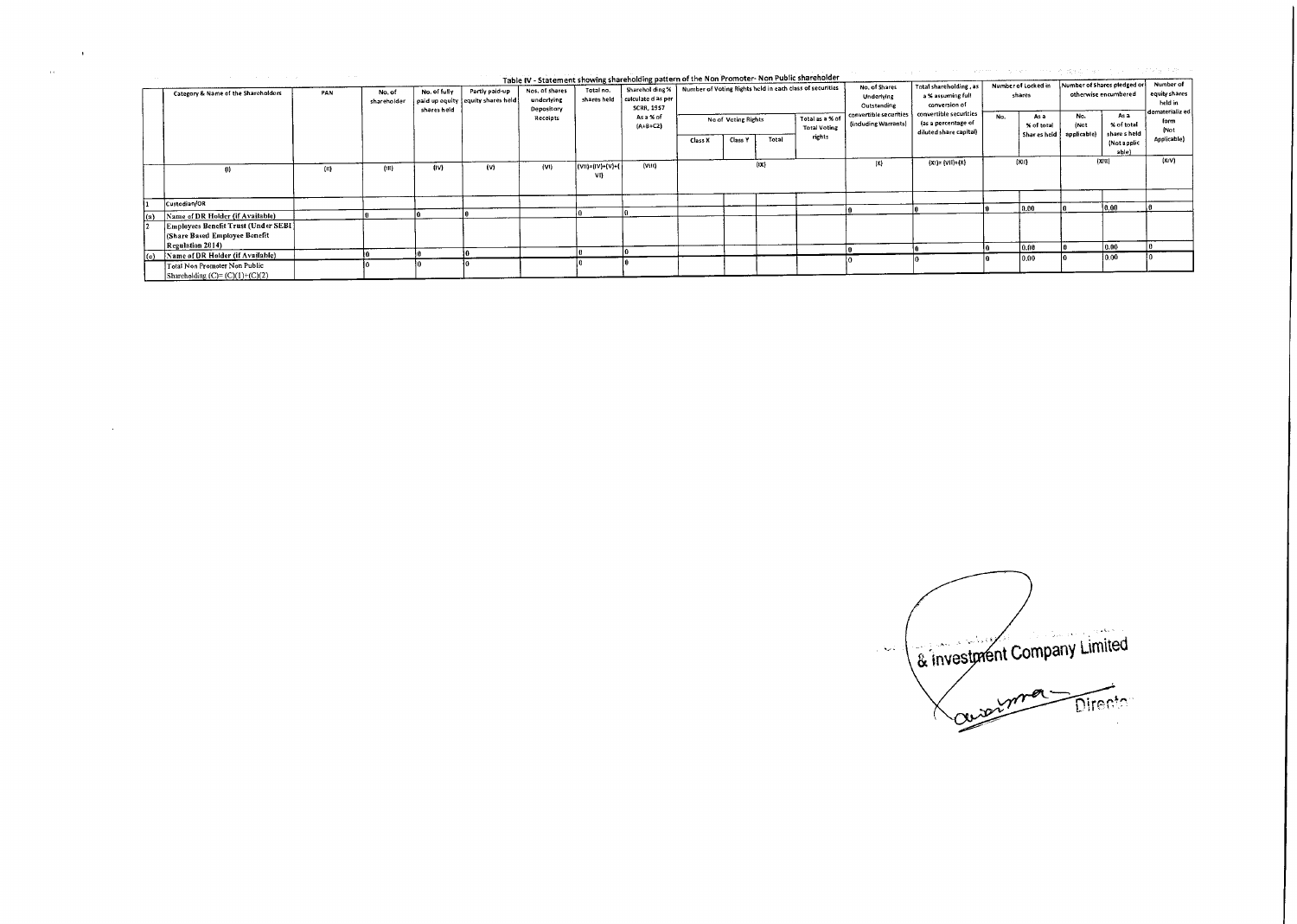### Table IV - Statement showing shareholding pattern of the Non Promoter- Non Public shareholder

| | Category & Name of the Shareholders | PAN | No. of shareholder | No. of fully paid up equity shares held | Partly paid-up equity shares held | Nos. of shares underlying Depository Receipts | Total no. shares held | Shareholding % calculated as per SCRR, 1957 As a % of (A+B+C2) | Number of Voting Rights held in each class of securities | | | | No. of Shares Underlying Outstanding convertible securities (including Warrants) | Total shareholding, as a % assuming full conversion of convertible securities (as a percentage of diluted share capital) | Number of Locked in shares | | Number of Shares pledged or otherwise encumbered | | Number of equity shares held in dematerialized form (Not Applicable) |
|---|---|---|---|---|---|---|---|---|---|---|---|---|---|---|---|---|---|---|---|
| | | | | | | | | | No of Voting Rights | | | Total as a % of Total Voting rights | | | No. | As a % of total Shares held | No. (Not applicable) | As a % of total shares held (Not applicable) | |
| | | | | | | | | | Class X | Class Y | Total | | | | | | | | |
| | (I) | (II) | (III) | (IV) | (V) | (VI) | (VII)=(IV)+(V)+(VI) | (VIII) | (IX) | | | | (X) | (XI)= (VII)+(X) | (XII) | | (XIII) | | (XIV) |
| 1 | Custodian/DR | | | | | | | | | | | | | | | | | | |
| (a) | Name of DR Holder (if Available) | | 0 | 0 | 0 | | 0 | 0 | | | | | 0 | 0 | 0 | 0.00 | 0 | 0.00 | 0 |
| 2 | Employees Benefit Trust (Under SEBI (Share Based Employee Benefit Regulation 2014) | | | | | | | | | | | | | | | | | | |
| (a) | Name of DR Holder (if Available) | | 0 | 0 | 0 | | 0 | 0 | | | | | 0 | 0 | 0 | 0.00 | 0 | 0.00 | 0 |
| | Total Non Promoter Non Public Shareholding (C)= (C)(1)+(C)(2) | | 0 | 0 | 0 | | 0 | 0 | | | | | 0 | 0 | 0 | 0.00 | 0 | 0.00 | 0 |

& Investment Company Limited

Director